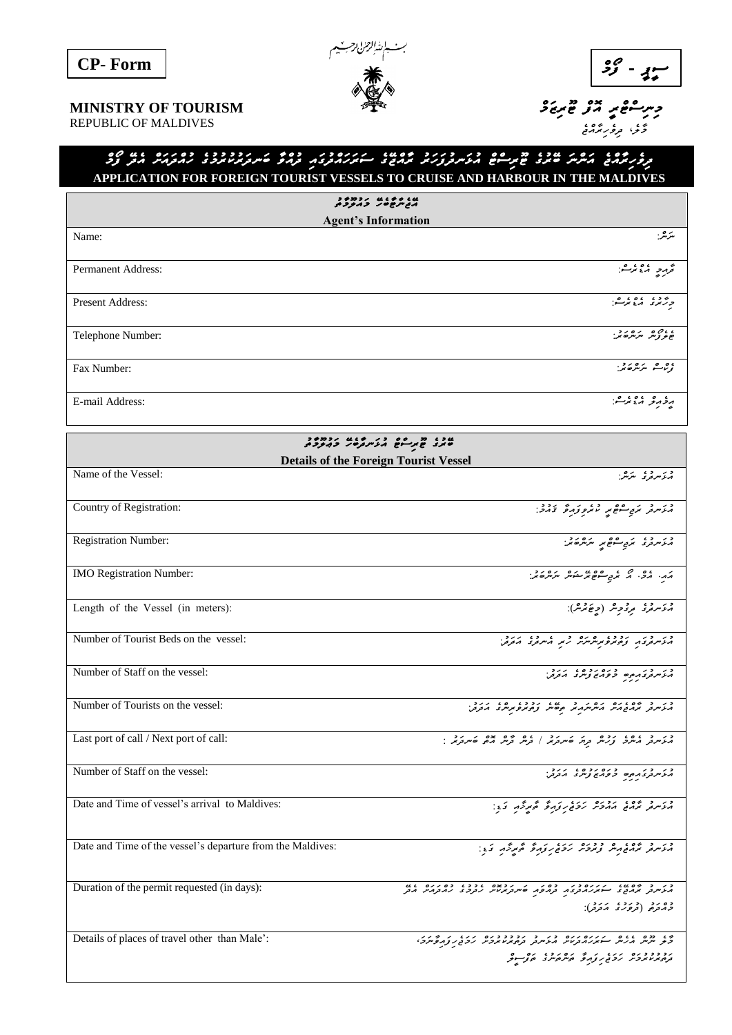**CP- Form**

بسم الله الرحمن الرحيم

ސީޕީ - ފޯމް

**MINISTRY OF TOURISM**
REPUBLIC OF MALDIVES

**މިނިސްޓްރީ އޮފް ޓޫރިޒަމް**
މާލެ، ދިވެހިރާއްޖެ

## ދިވެހިރާއްޖެއަށް ބޭރު ޓޫރިސްޓް އުޅަނދުފަހަރު ދަތުރުކުރުމާއި ބަނދަރުތަކުގައި ހުރުމަށް ހުއްދައަށް އެދޭ ފޯމް
## APPLICATION FOR FOREIGN TOURIST VESSELS TO CRUISE AND HARBOUR IN THE MALDIVES

### އެޖެންޓްގެ މަޢުލޫމާތު
### Agent's Information

| English | | Dhivehi |
|---|---|---|
| Name: | | ނަން: |
| Permanent Address: | | ދާއިމީ އެޑްރެސް: |
| Present Address: | | މިހާރުގެ އެޑްރެސް: |
| Telephone Number: | | ޓެލެފޯން ނަންބަރު: |
| Fax Number: | | ފެކްސް ނަންބަރު: |
| E-mail Address: | | އީމެއިލް އެޑްރެސް: |

### ބޭރު ޓޫރިސްޓް އުޅަނދާބެހޭ މަޢުލޫމާތު
### Details of the Foreign Tourist Vessel

| English | | Dhivehi |
|---|---|---|
| Name of the Vessel: | | އުޅަނދުގެ ނަން: |
| Country of Registration: | | އުޅަނދު ރަޖިސްޓަރީ ކުރެވިފައިވާ ޤައުމު: |
| Registration Number: | | އުޅަނދުގެ ރަޖިސްޓަރީ ނަންބަރު: |
| IMO Registration Number: | | އައި. އެމް. އޯ ރެޖިސްޓްރޭޝަން ނަންބަރު: |
| Length of the Vessel (in meters): | | އުޅަނދުގެ ދިގުމިން (މީޓަރުން): |
| Number of Tourist Beds on the vessel: | | އުޅަނދުގައި ފަތުރުވެރިންނަށް ހުރި އެނދުގެ އަދަދު: |
| Number of Staff on the vessel: | | އުޅަނދުގައިވާ މުވައްޒަފުންގެ އަދަދު: |
| Number of Tourists on the vessel: | | އުޅަނދު ރާއްޖެއަށް އަންނައިރު ތިބޭނެ ފަތުރުވެރިންގެ އަދަދު: |
| Last port of call / Next port of call: | | އުޅަނދު އެންމެ ފަހުން ދިޔަ ބަނދަރު / ދެން ދާން އޮތް ބަނދަރު : |
| Number of Staff on the vessel: | | އުޅަނދުގައިވާ މުވައްޒަފުންގެ އަދަދު: |
| Date and Time of vessel's arrival to Maldives: | | އުޅަނދު ރާއްޖެއަށް އައުމަށް ހަމަޖެހިފައިވާ ތާރީޚާއި ގަޑި: |
| Date and Time of the vessel's departure from the Maldives: | | އުޅަނދު ރާއްޖެއިން ފުރުމަށް ހަމަޖެހިފައިވާ ތާރީޚާއި ގަޑި: |
| Duration of the permit requested (in days): | | އުޅަނދު ރާއްޖޭގެ ސަރަހައްދުގައި ދުއްވައި ބަނދަރުތަކަށް ހުރުމުގެ ހުއްދައަށް އެދޭ މުއްދަތު (ދުވަހުގެ އަދަދު): |
| Details of places of travel other than Male': | | މާލެ ނޫން އެހެން ސަރަހައްދުތަކަށް އުޅަނދު ދަތުރުކުރުމަށް ހަމަޖެހިފައިވާ ތަންތަނާއި، ދަތުރުކުރުމަށް ހަމަޖެހިފައިވާ ތާރީޚުތަކުގެ ތަފްސީލު |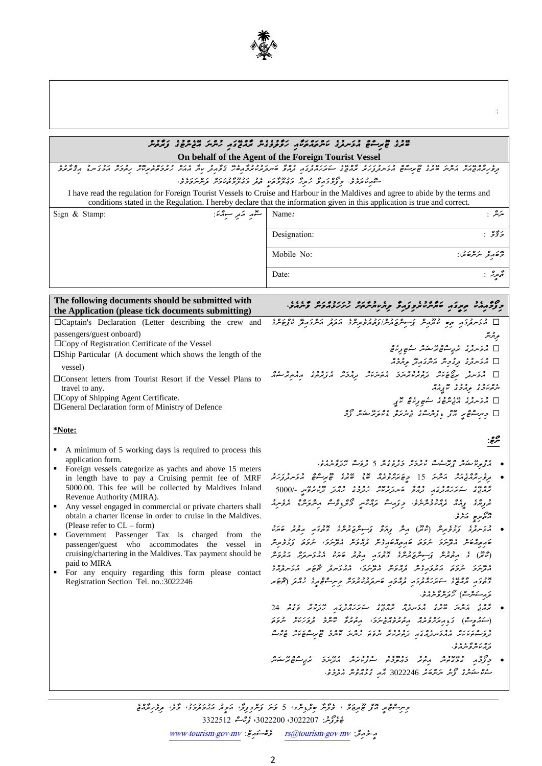| | |
|---|---|
| | : |

**On behalf of the Agent of the Foreign Tourist Vessel**

I have read the regulation for Foreign Tourist Vessels to Cruise and Harbour in the Maldives and agree to abide by the terms and conditions stated in the Regulation. I hereby declare that the information given in this application is true and correct.

| | | |
|---|---|---|
| Sign & Stamp: ސޮއި އަދި ސިއްކަ: | Name: | ނަން : |
| | Designation: | މަޤާމު : |
| | Mobile No: | މޯބައިލް ނަންބަރު: |
| | Date: | ތާރީޚް : |

**The following documents should be submitted with the Application (please tick documents submitting)**

☐Captain's Declaration (Letter describing the crew and passengers/guest onboard)
☐Copy of Registration Certificate of the Vessel
☐Ship Particular (A document which shows the length of the vessel)
☐Consent letters from Tourist Resort if the Vessel Plans to travel to any.
☐Copy of Shipping Agent Certificate.
☐General Declaration form of Ministry of Defence

***Note:***

- A minimum of 5 working days is required to process this application form.
- Foreign vessels categorize as yachts and above 15 meters in length have to pay a Cruising permit fee of MRF 5000.00. This fee will be collected by Maldives Inland Revenue Authority (MIRA).
- Any vessel engaged in commercial or private charters shall obtain a charter license in order to cruise in the Maldives. (Please refer to CL – form)
- Government Passenger Tax is charged from the passenger/guest who accommodates the vessel in cruising/chartering in the Maldives. Tax payment should be paid to MIRA
- For any enquiry regarding this form please contact Registration Section Tel. no.:3022246

ނޯޓް:

3022207، 3022200، ފެކްސް 3322512

www.tourism.gov.mv rs@tourism.gov.mv